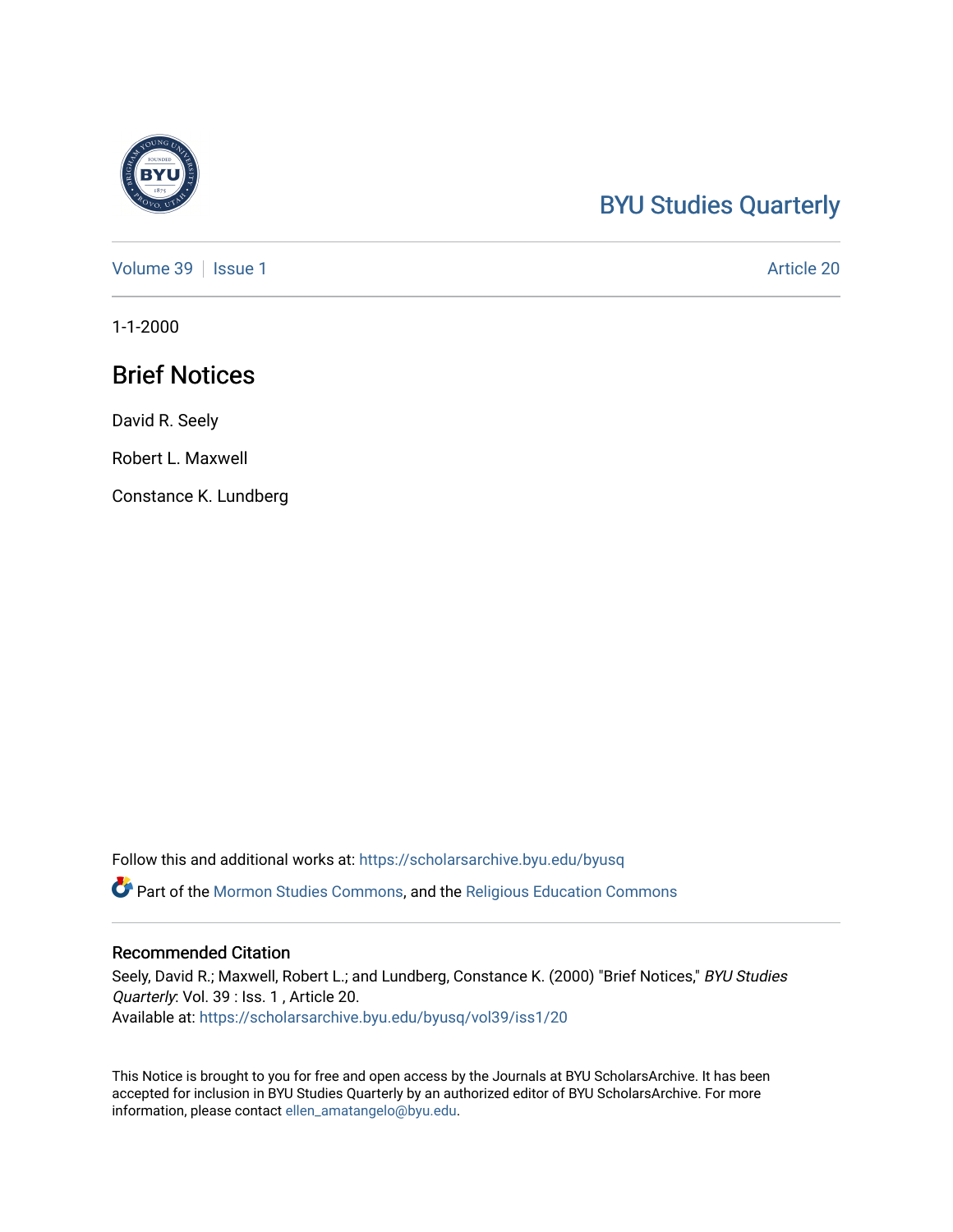BYU Studies Quarterly

Volume 39 | Issue 1 | Article 20

1-1-2000

# Brief Notices

David R. Seely

Robert L. Maxwell

Constance K. Lundberg

Follow this and additional works at: https://scholarsarchive.byu.edu/byusq

Part of the Mormon Studies Commons, and the Religious Education Commons

## Recommended Citation

Seely, David R.; Maxwell, Robert L.; and Lundberg, Constance K. (2000) "Brief Notices," *BYU Studies Quarterly*: Vol. 39 : Iss. 1 , Article 20.
Available at: https://scholarsarchive.byu.edu/byusq/vol39/iss1/20

This Notice is brought to you for free and open access by the Journals at BYU ScholarsArchive. It has been accepted for inclusion in BYU Studies Quarterly by an authorized editor of BYU ScholarsArchive. For more information, please contact ellen_amatangelo@byu.edu.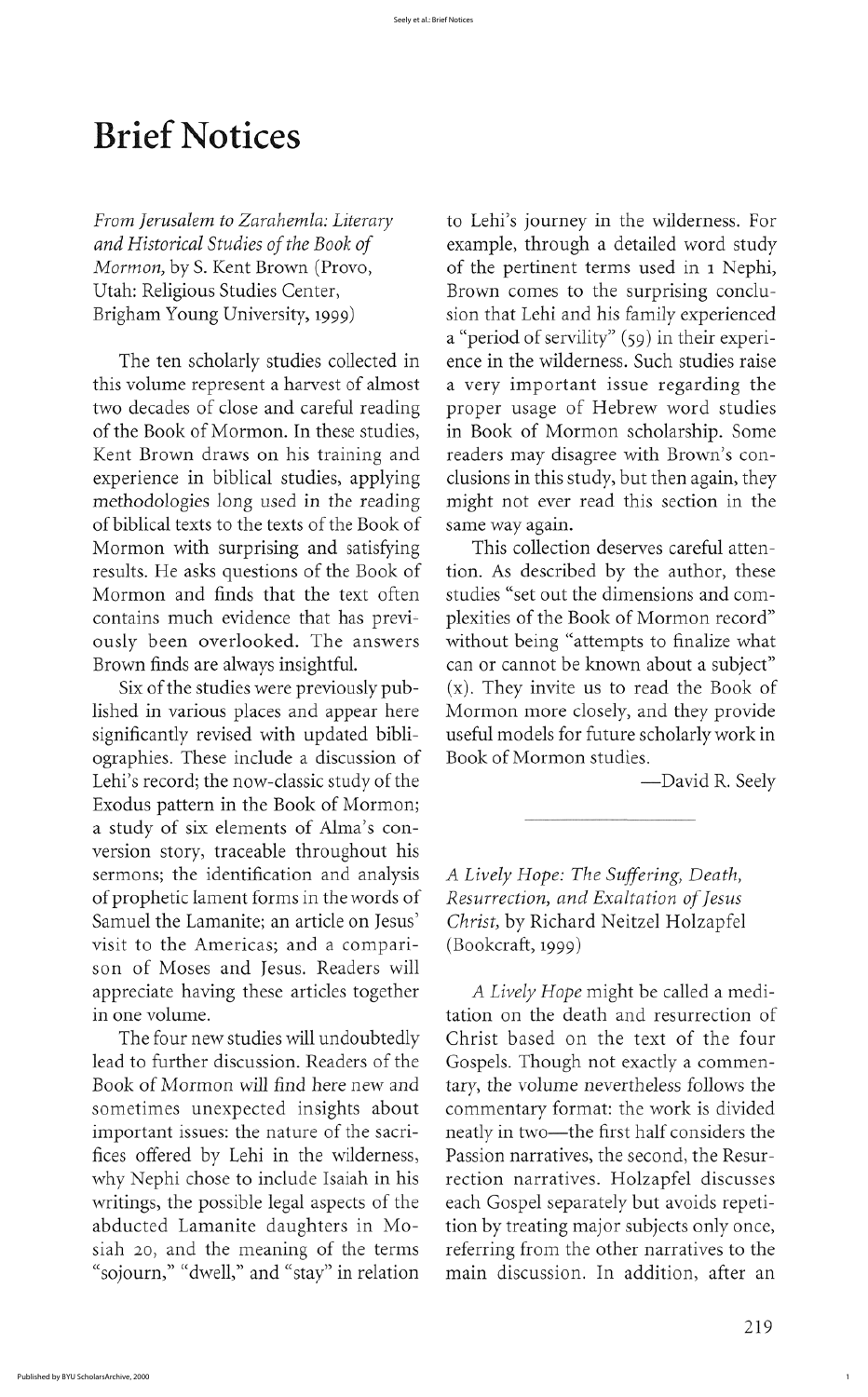# Brief Notices

*From Jerusalem to Zarahemla: Literary and Historical Studies of the Book of Mormon,* by S. Kent Brown (Provo, Utah: Religious Studies Center, Brigham Young University, 1999)

The ten scholarly studies collected in this volume represent a harvest of almost two decades of close and careful reading of the Book of Mormon. In these studies, Kent Brown draws on his training and experience in biblical studies, applying methodologies long used in the reading of biblical texts to the texts of the Book of Mormon with surprising and satisfying results. He asks questions of the Book of Mormon and finds that the text often contains much evidence that has previously been overlooked. The answers Brown finds are always insightful.

Six of the studies were previously published in various places and appear here significantly revised with updated bibliographies. These include a discussion of Lehi's record; the now-classic study of the Exodus pattern in the Book of Mormon; a study of six elements of Alma's conversion story, traceable throughout his sermons; the identification and analysis of prophetic lament forms in the words of Samuel the Lamanite; an article on Jesus' visit to the Americas; and a comparison of Moses and Jesus. Readers will appreciate having these articles together in one volume.

The four new studies will undoubtedly lead to further discussion. Readers of the Book of Mormon will find here new and sometimes unexpected insights about important issues: the nature of the sacrifices offered by Lehi in the wilderness, why Nephi chose to include Isaiah in his writings, the possible legal aspects of the abducted Lamanite daughters in Mosiah 20, and the meaning of the terms "sojourn," "dwell," and "stay" in relation to Lehi's journey in the wilderness. For example, through a detailed word study of the pertinent terms used in 1 Nephi, Brown comes to the surprising conclusion that Lehi and his family experienced a "period of servility" (59) in their experience in the wilderness. Such studies raise a very important issue regarding the proper usage of Hebrew word studies in Book of Mormon scholarship. Some readers may disagree with Brown's conclusions in this study, but then again, they might not ever read this section in the same way again.

This collection deserves careful attention. As described by the author, these studies "set out the dimensions and complexities of the Book of Mormon record" without being "attempts to finalize what can or cannot be known about a subject" (x). They invite us to read the Book of Mormon more closely, and they provide useful models for future scholarly work in Book of Mormon studies.

—David R. Seely

---

*A Lively Hope: The Suffering, Death, Resurrection, and Exaltation of Jesus Christ,* by Richard Neitzel Holzapfel (Bookcraft, 1999)

*A Lively Hope* might be called a meditation on the death and resurrection of Christ based on the text of the four Gospels. Though not exactly a commentary, the volume nevertheless follows the commentary format: the work is divided neatly in two—the first half considers the Passion narratives, the second, the Resurrection narratives. Holzapfel discusses each Gospel separately but avoids repetition by treating major subjects only once, referring from the other narratives to the main discussion. In addition, after an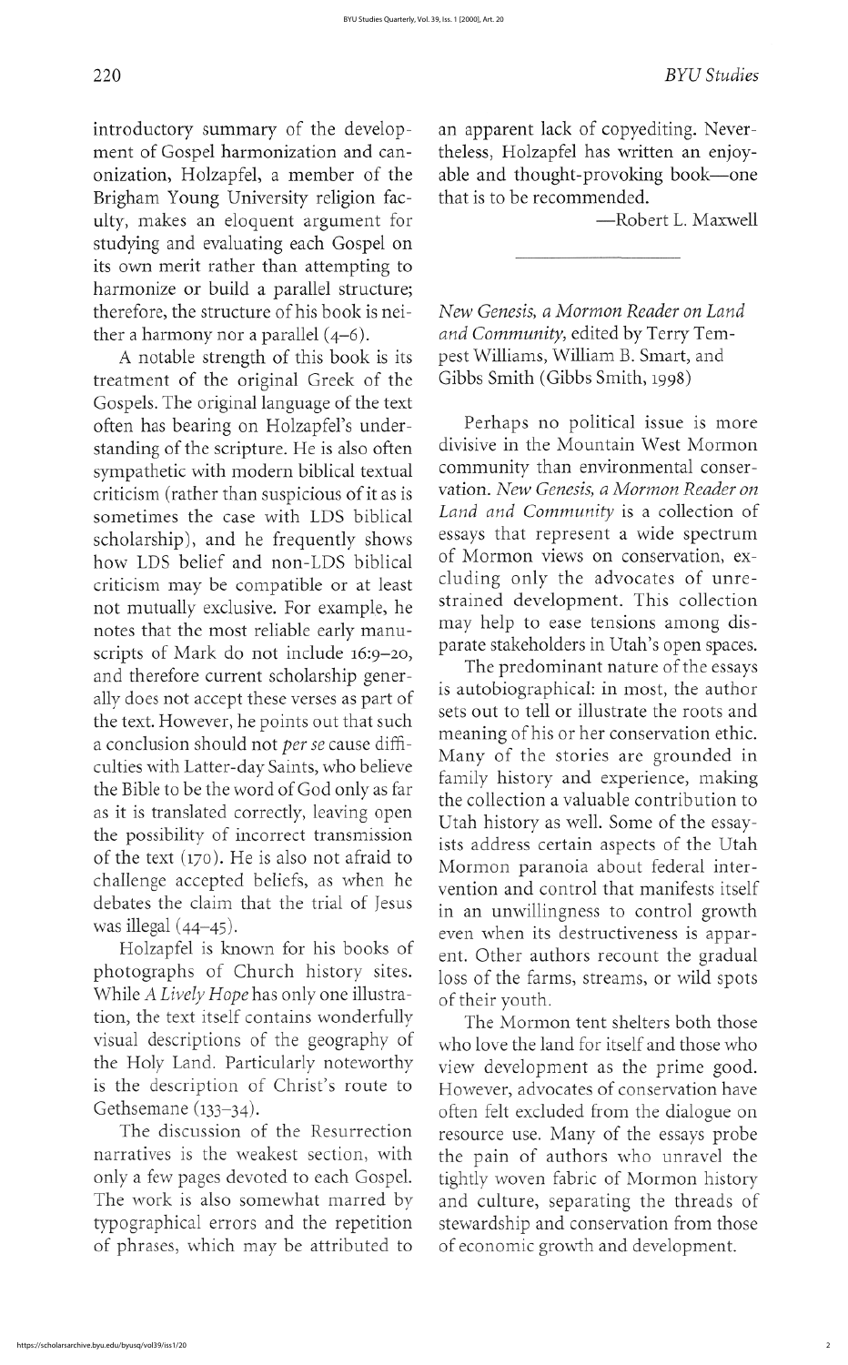introductory summary of the development of Gospel harmonization and canonization, Holzapfel, a member of the Brigham Young University religion faculty, makes an eloquent argument for studying and evaluating each Gospel on its own merit rather than attempting to harmonize or build a parallel structure; therefore, the structure of his book is neither a harmony nor a parallel (4–6).

A notable strength of this book is its treatment of the original Greek of the Gospels. The original language of the text often has bearing on Holzapfel's understanding of the scripture. He is also often sympathetic with modern biblical textual criticism (rather than suspicious of it as is sometimes the case with LDS biblical scholarship), and he frequently shows how LDS belief and non-LDS biblical criticism may be compatible or at least not mutually exclusive. For example, he notes that the most reliable early manuscripts of Mark do not include 16:9–20, and therefore current scholarship generally does not accept these verses as part of the text. However, he points out that such a conclusion should not *per se* cause difficulties with Latter-day Saints, who believe the Bible to be the word of God only as far as it is translated correctly, leaving open the possibility of incorrect transmission of the text (170). He is also not afraid to challenge accepted beliefs, as when he debates the claim that the trial of Jesus was illegal (44–45).

Holzapfel is known for his books of photographs of Church history sites. While *A Lively Hope* has only one illustration, the text itself contains wonderfully visual descriptions of the geography of the Holy Land. Particularly noteworthy is the description of Christ's route to Gethsemane (133–34).

The discussion of the Resurrection narratives is the weakest section, with only a few pages devoted to each Gospel. The work is also somewhat marred by typographical errors and the repetition of phrases, which may be attributed to an apparent lack of copyediting. Nevertheless, Holzapfel has written an enjoyable and thought-provoking book—one that is to be recommended.

—Robert L. Maxwell

---

*New Genesis, a Mormon Reader on Land and Community*, edited by Terry Tempest Williams, William B. Smart, and Gibbs Smith (Gibbs Smith, 1998)

Perhaps no political issue is more divisive in the Mountain West Mormon community than environmental conservation. *New Genesis, a Mormon Reader on Land and Community* is a collection of essays that represent a wide spectrum of Mormon views on conservation, excluding only the advocates of unrestrained development. This collection may help to ease tensions among disparate stakeholders in Utah's open spaces.

The predominant nature of the essays is autobiographical: in most, the author sets out to tell or illustrate the roots and meaning of his or her conservation ethic. Many of the stories are grounded in family history and experience, making the collection a valuable contribution to Utah history as well. Some of the essayists address certain aspects of the Utah Mormon paranoia about federal intervention and control that manifests itself in an unwillingness to control growth even when its destructiveness is apparent. Other authors recount the gradual loss of the farms, streams, or wild spots of their youth.

The Mormon tent shelters both those who love the land for itself and those who view development as the prime good. However, advocates of conservation have often felt excluded from the dialogue on resource use. Many of the essays probe the pain of authors who unravel the tightly woven fabric of Mormon history and culture, separating the threads of stewardship and conservation from those of economic growth and development.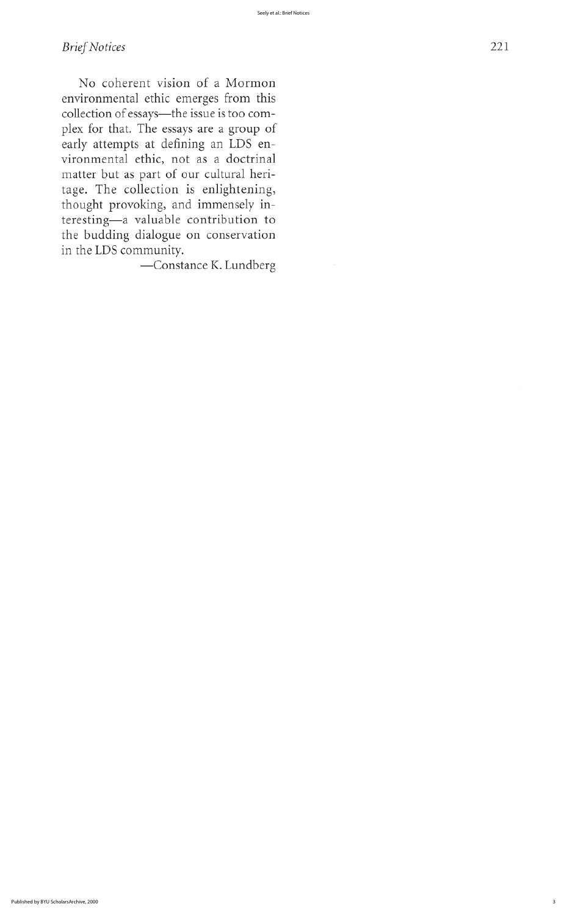No coherent vision of a Mormon environmental ethic emerges from this collection of essays—the issue is too complex for that. The essays are a group of early attempts at defining an LDS environmental ethic, not as a doctrinal matter but as part of our cultural heritage. The collection is enlightening, thought provoking, and immensely interesting—a valuable contribution to the budding dialogue on conservation in the LDS community.

—Constance K. Lundberg